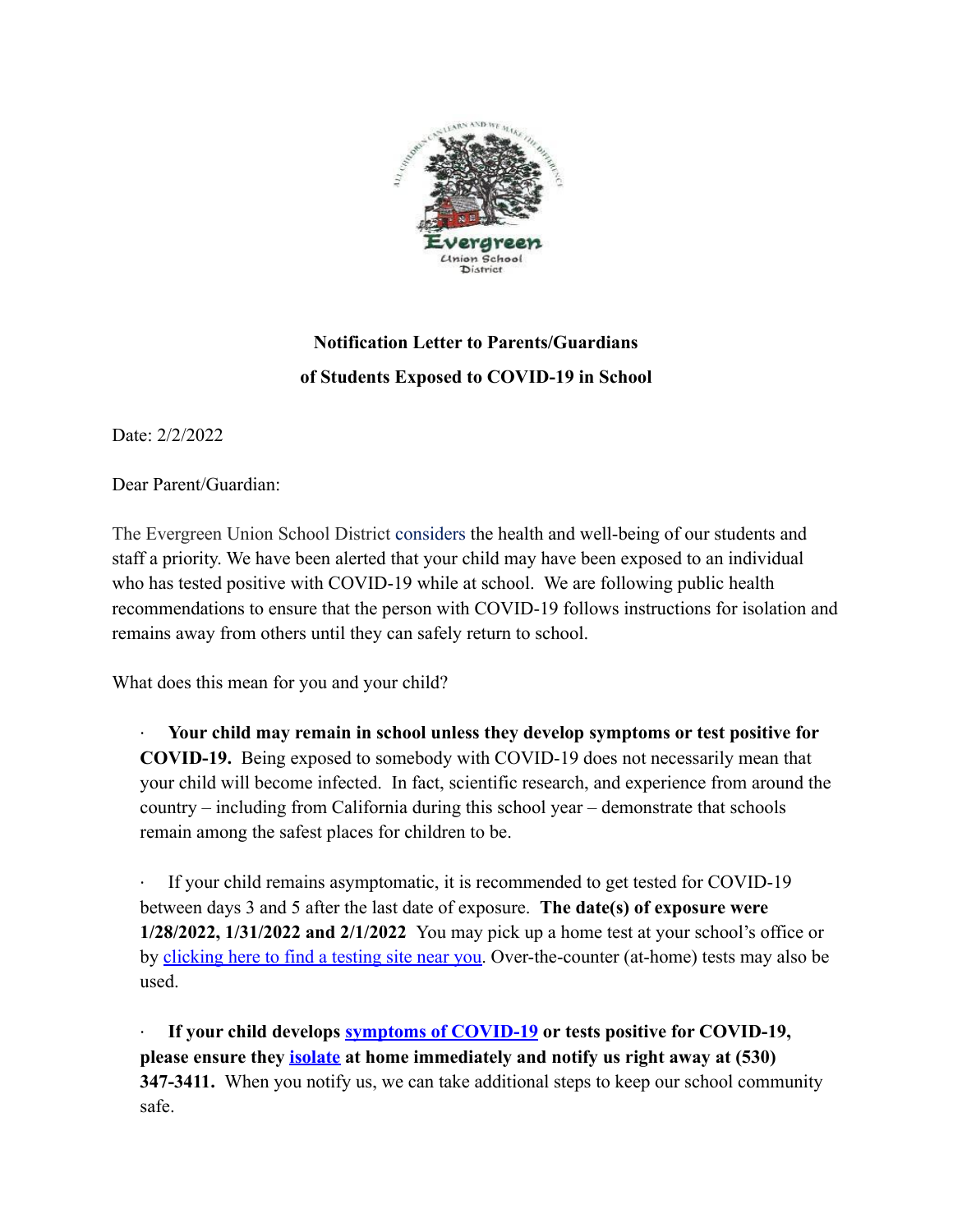**Notification Letter to Parents/Guardians**

**of Students Exposed to COVID-19 in School**

Date: 2/2/2022

Dear Parent/Guardian:

The Evergreen Union School District considers the health and well-being of our students and staff a priority. We have been alerted that your child may have been exposed to an individual who has tested positive with COVID-19 while at school. We are following public health recommendations to ensure that the person with COVID-19 follows instructions for isolation and remains away from others until they can safely return to school.

What does this mean for you and your child?

- **Your child may remain in school unless they develop symptoms or test positive for COVID-19.** Being exposed to somebody with COVID-19 does not necessarily mean that your child will become infected. In fact, scientific research, and experience from around the country – including from California during this school year – demonstrate that schools remain among the safest places for children to be.

- If your child remains asymptomatic, it is recommended to get tested for COVID-19 between days 3 and 5 after the last date of exposure. **The date(s) of exposure were 1/28/2022, 1/31/2022 and 2/1/2022** You may pick up a home test at your school's office or by clicking here to find a testing site near you. Over-the-counter (at-home) tests may also be used.

- **If your child develops symptoms of COVID-19 or tests positive for COVID-19, please ensure they isolate at home immediately and notify us right away at (530) 347-3411.** When you notify us, we can take additional steps to keep our school community safe.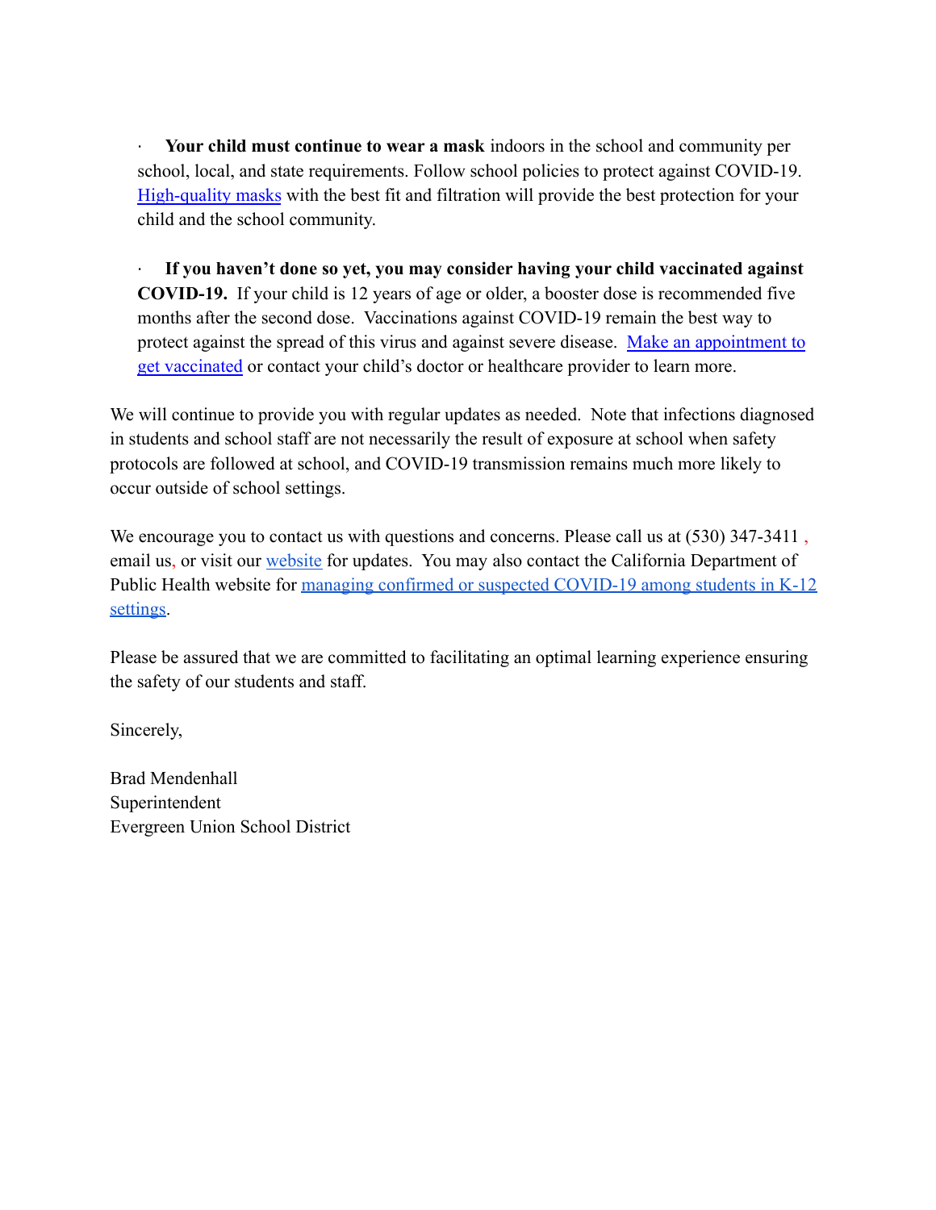- **Your child must continue to wear a mask** indoors in the school and community per school, local, and state requirements. Follow school policies to protect against COVID-19. High-quality masks with the best fit and filtration will provide the best protection for your child and the school community.

- **If you haven't done so yet, you may consider having your child vaccinated against COVID-19.** If your child is 12 years of age or older, a booster dose is recommended five months after the second dose. Vaccinations against COVID-19 remain the best way to protect against the spread of this virus and against severe disease. Make an appointment to get vaccinated or contact your child's doctor or healthcare provider to learn more.

We will continue to provide you with regular updates as needed. Note that infections diagnosed in students and school staff are not necessarily the result of exposure at school when safety protocols are followed at school, and COVID-19 transmission remains much more likely to occur outside of school settings.

We encourage you to contact us with questions and concerns. Please call us at (530) 347-3411 , email us, or visit our website for updates. You may also contact the California Department of Public Health website for managing confirmed or suspected COVID-19 among students in K-12 settings.

Please be assured that we are committed to facilitating an optimal learning experience ensuring the safety of our students and staff.

Sincerely,

Brad Mendenhall
Superintendent
Evergreen Union School District